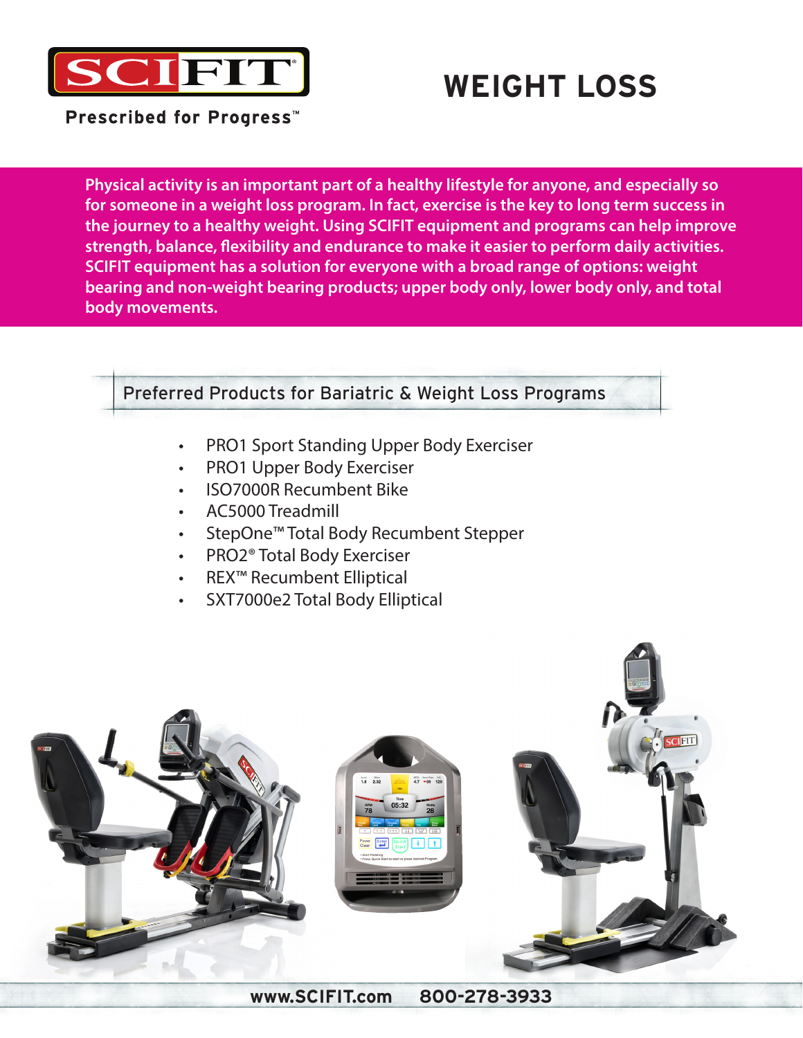SCIFIT

Prescribed for Progress™

# WEIGHT LOSS

**Physical activity is an important part of a healthy lifestyle for anyone, and especially so for someone in a weight loss program. In fact, exercise is the key to long term success in the journey to a healthy weight. Using SCIFIT equipment and programs can help improve strength, balance, flexibility and endurance to make it easier to perform daily activities. SCIFIT equipment has a solution for everyone with a broad range of options: weight bearing and non-weight bearing products; upper body only, lower body only, and total body movements.**

## Preferred Products for Bariatric & Weight Loss Programs

- PRO1 Sport Standing Upper Body Exerciser
- PRO1 Upper Body Exerciser
- ISO7000R Recumbent Bike
- AC5000 Treadmill
- StepOne™ Total Body Recumbent Stepper
- PRO2® Total Body Exerciser
- REX™ Recumbent Elliptical
- SXT7000e2 Total Body Elliptical

**www.SCIFIT.com 800-278-3933**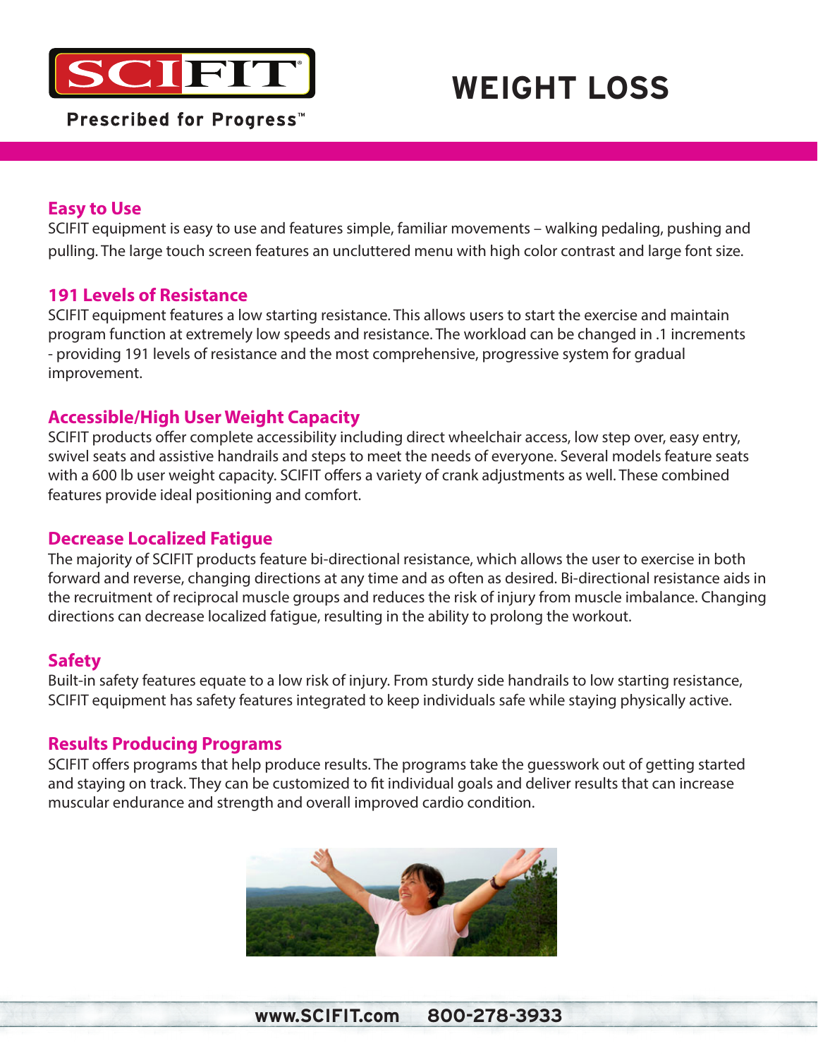SCIFIT

Prescribed for Progress™

# WEIGHT LOSS

## Easy to Use

SCIFIT equipment is easy to use and features simple, familiar movements – walking pedaling, pushing and pulling. The large touch screen features an uncluttered menu with high color contrast and large font size.

## 191 Levels of Resistance

SCIFIT equipment features a low starting resistance. This allows users to start the exercise and maintain program function at extremely low speeds and resistance. The workload can be changed in .1 increments - providing 191 levels of resistance and the most comprehensive, progressive system for gradual improvement.

## Accessible/High User Weight Capacity

SCIFIT products offer complete accessibility including direct wheelchair access, low step over, easy entry, swivel seats and assistive handrails and steps to meet the needs of everyone. Several models feature seats with a 600 lb user weight capacity. SCIFIT offers a variety of crank adjustments as well. These combined features provide ideal positioning and comfort.

## Decrease Localized Fatigue

The majority of SCIFIT products feature bi-directional resistance, which allows the user to exercise in both forward and reverse, changing directions at any time and as often as desired. Bi-directional resistance aids in the recruitment of reciprocal muscle groups and reduces the risk of injury from muscle imbalance. Changing directions can decrease localized fatigue, resulting in the ability to prolong the workout.

## Safety

Built-in safety features equate to a low risk of injury. From sturdy side handrails to low starting resistance, SCIFIT equipment has safety features integrated to keep individuals safe while staying physically active.

## Results Producing Programs

SCIFIT offers programs that help produce results. The programs take the guesswork out of getting started and staying on track. They can be customized to fit individual goals and deliver results that can increase muscular endurance and strength and overall improved cardio condition.

www.SCIFIT.com 800-278-3933